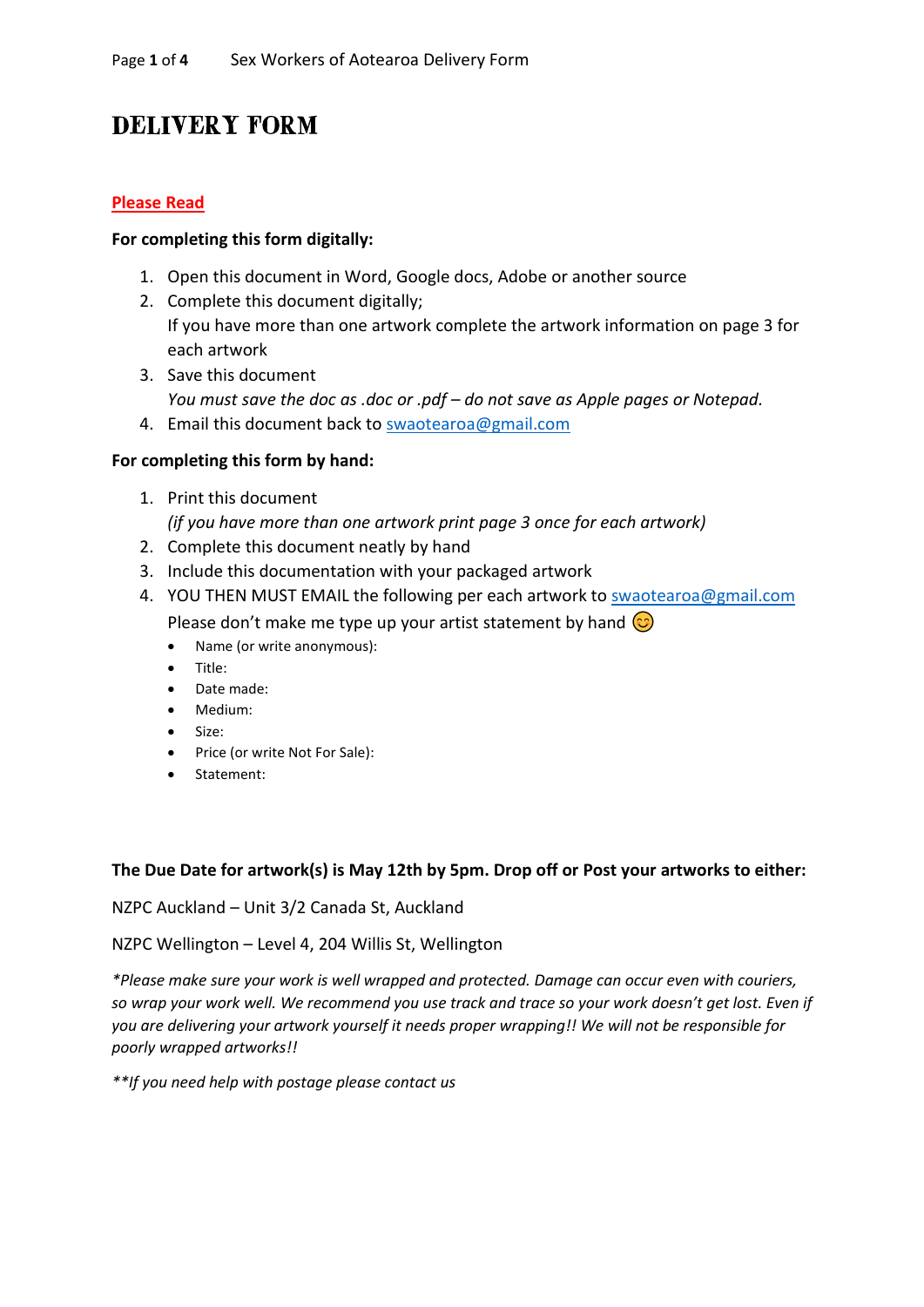# DELIVERY FORM

**Please Read**

**For completing this form digitally:**

1. Open this document in Word, Google docs, Adobe or another source
2. Complete this document digitally;
   If you have more than one artwork complete the artwork information on page 3 for each artwork
3. Save this document
   *You must save the doc as .doc or .pdf – do not save as Apple pages or Notepad.*
4. Email this document back to swaotearoa@gmail.com

**For completing this form by hand:**

1. Print this document
   *(if you have more than one artwork print page 3 once for each artwork)*
2. Complete this document neatly by hand
3. Include this documentation with your packaged artwork
4. YOU THEN MUST EMAIL the following per each artwork to swaotearoa@gmail.com
   Please don't make me type up your artist statement by hand 😊
   - Name (or write anonymous):
   - Title:
   - Date made:
   - Medium:
   - Size:
   - Price (or write Not For Sale):
   - Statement:

**The Due Date for artwork(s) is May 12th by 5pm. Drop off or Post your artworks to either:**

NZPC Auckland – Unit 3/2 Canada St, Auckland

NZPC Wellington – Level 4, 204 Willis St, Wellington

*\*Please make sure your work is well wrapped and protected. Damage can occur even with couriers, so wrap your work well. We recommend you use track and trace so your work doesn't get lost. Even if you are delivering your artwork yourself it needs proper wrapping!! We will not be responsible for poorly wrapped artworks!!*

*\*\*If you need help with postage please contact us*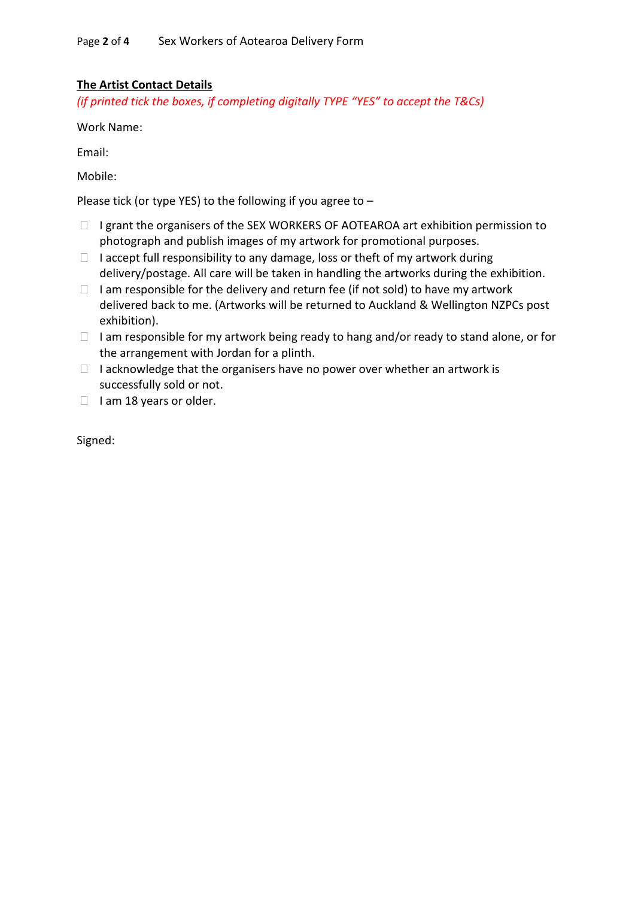**The Artist Contact Details**

*(if printed tick the boxes, if completing digitally TYPE "YES" to accept the T&Cs)*

Work Name:

Email:

Mobile:

Please tick (or type YES) to the following if you agree to –

- ☐ I grant the organisers of the SEX WORKERS OF AOTEAROA art exhibition permission to photograph and publish images of my artwork for promotional purposes.
- ☐ I accept full responsibility to any damage, loss or theft of my artwork during delivery/postage. All care will be taken in handling the artworks during the exhibition.
- ☐ I am responsible for the delivery and return fee (if not sold) to have my artwork delivered back to me. (Artworks will be returned to Auckland & Wellington NZPCs post exhibition).
- ☐ I am responsible for my artwork being ready to hang and/or ready to stand alone, or for the arrangement with Jordan for a plinth.
- ☐ I acknowledge that the organisers have no power over whether an artwork is successfully sold or not.
- ☐ I am 18 years or older.

Signed: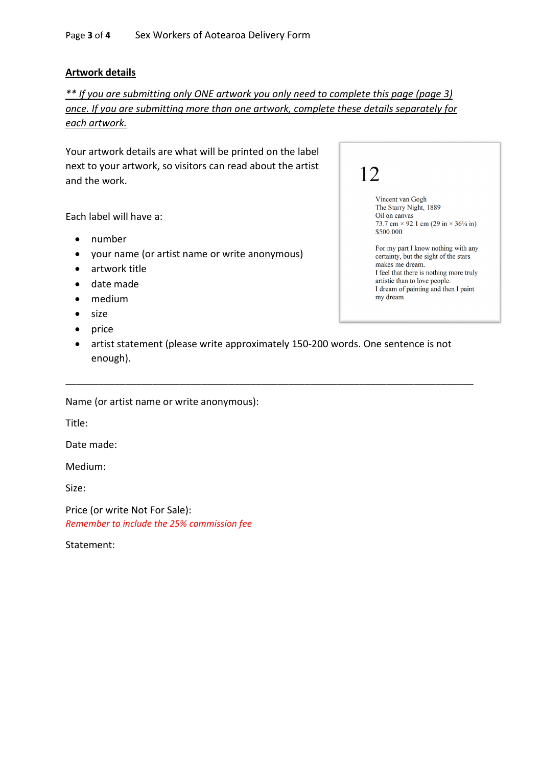## Artwork details

*\*\* If you are submitting only ONE artwork you only need to complete this page (page 3) once. If you are submitting more than one artwork, complete these details separately for each artwork.*

Your artwork details are what will be printed on the label next to your artwork, so visitors can read about the artist and the work.

Each label will have a:

- number
- your name (or artist name or write anonymous)
- artwork title
- date made
- medium
- size
- price
- artist statement (please write approximately 150-200 words. One sentence is not enough).

> 12
>
> Vincent van Gogh
> The Starry Night, 1889
> Oil on canvas
> 73.7 cm × 92.1 cm (29 in × 36¼ in)
> $500,000
>
> For my part I know nothing with any certainty, but the sight of the stars makes me dream.
> I feel that there is nothing more truly artistic than to love people.
> I dream of painting and then I paint my dream

---

Name (or artist name or write anonymous):

Title:

Date made:

Medium:

Size:

Price (or write Not For Sale):
*Remember to include the 25% commission fee*

Statement: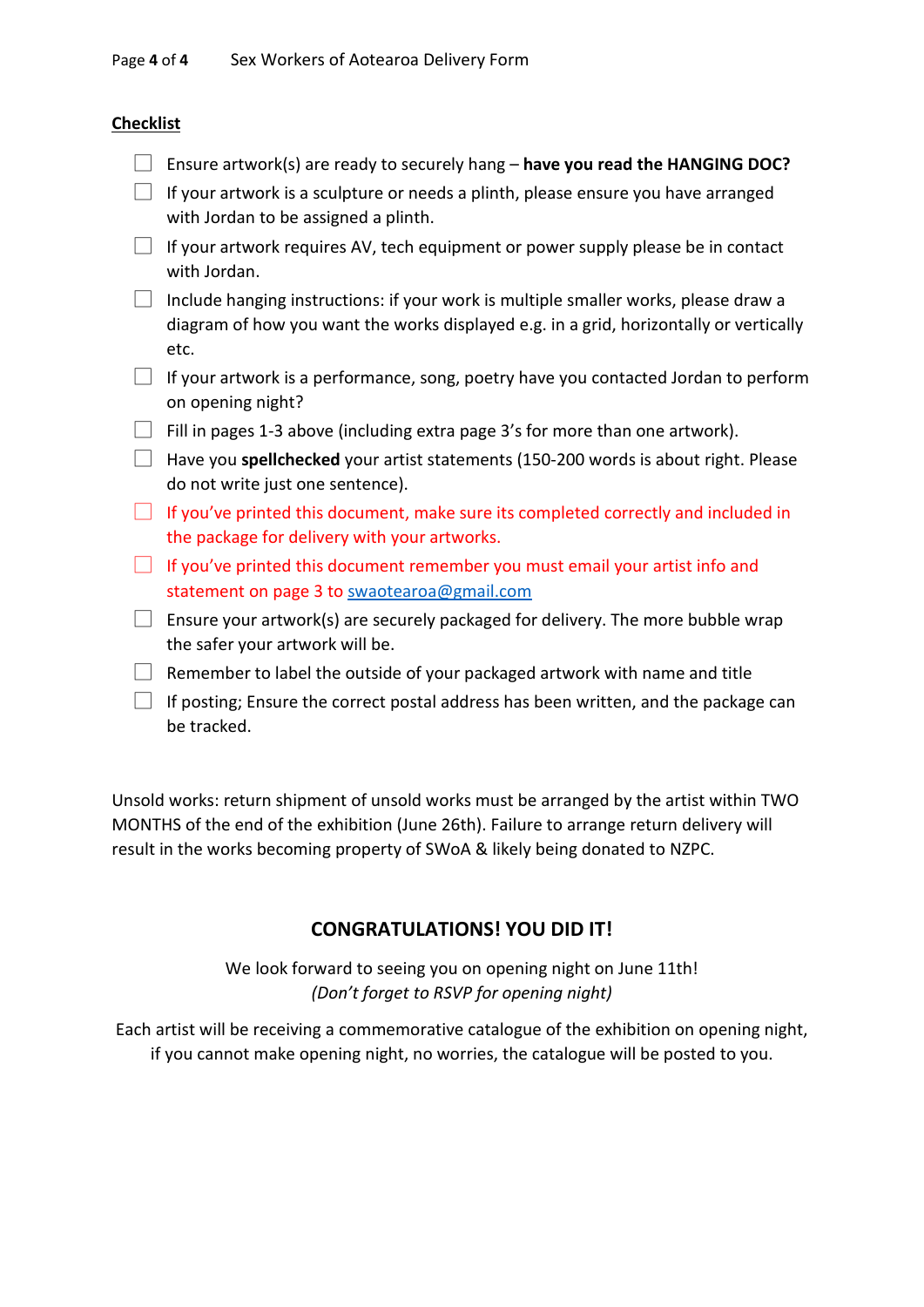**Checklist**

- [ ] Ensure artwork(s) are ready to securely hang – **have you read the HANGING DOC?**
- [ ] If your artwork is a sculpture or needs a plinth, please ensure you have arranged with Jordan to be assigned a plinth.
- [ ] If your artwork requires AV, tech equipment or power supply please be in contact with Jordan.
- [ ] Include hanging instructions: if your work is multiple smaller works, please draw a diagram of how you want the works displayed e.g. in a grid, horizontally or vertically etc.
- [ ] If your artwork is a performance, song, poetry have you contacted Jordan to perform on opening night?
- [ ] Fill in pages 1-3 above (including extra page 3's for more than one artwork).
- [ ] Have you **spellchecked** your artist statements (150-200 words is about right. Please do not write just one sentence).
- [ ] If you've printed this document, make sure its completed correctly and included in the package for delivery with your artworks.
- [ ] If you've printed this document remember you must email your artist info and statement on page 3 to swaotearoa@gmail.com
- [ ] Ensure your artwork(s) are securely packaged for delivery. The more bubble wrap the safer your artwork will be.
- [ ] Remember to label the outside of your packaged artwork with name and title
- [ ] If posting; Ensure the correct postal address has been written, and the package can be tracked.

Unsold works: return shipment of unsold works must be arranged by the artist within TWO MONTHS of the end of the exhibition (June 26th). Failure to arrange return delivery will result in the works becoming property of SWoA & likely being donated to NZPC.

## CONGRATULATIONS! YOU DID IT!

We look forward to seeing you on opening night on June 11th!
*(Don't forget to RSVP for opening night)*

Each artist will be receiving a commemorative catalogue of the exhibition on opening night, if you cannot make opening night, no worries, the catalogue will be posted to you.